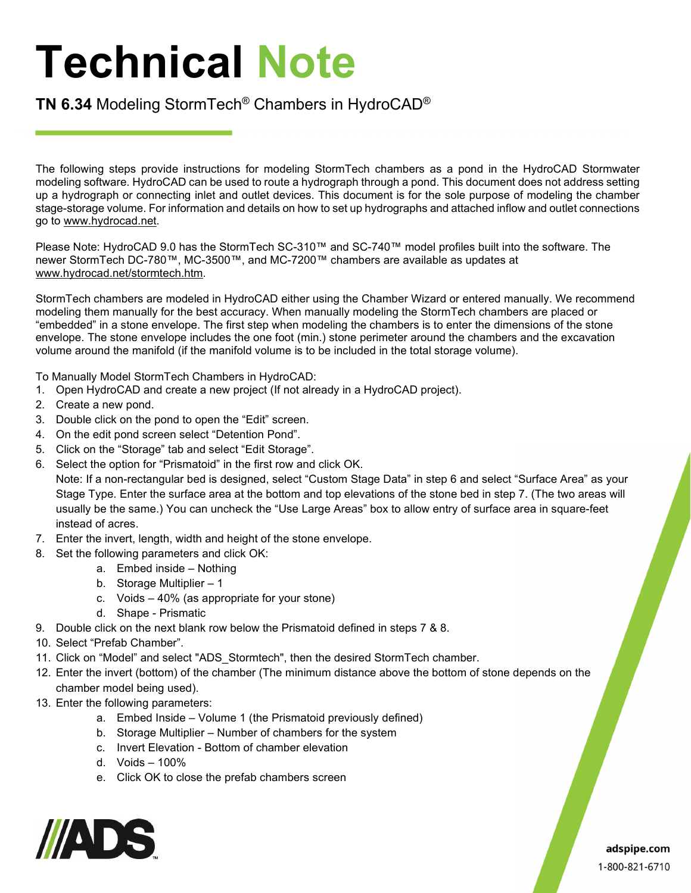# Technical Note

**TN 6.34** Modeling StormTech® Chambers in HydroCAD®

The following steps provide instructions for modeling StormTech chambers as a pond in the HydroCAD Stormwater modeling software. HydroCAD can be used to route a hydrograph through a pond. This document does not address setting up a hydrograph or connecting inlet and outlet devices. This document is for the sole purpose of modeling the chamber stage-storage volume. For information and details on how to set up hydrographs and attached inflow and outlet connections go to www.hydrocad.net.

Please Note: HydroCAD 9.0 has the StormTech SC-310™ and SC-740™ model profiles built into the software. The newer StormTech DC-780™, MC-3500™, and MC-7200™ chambers are available as updates at www.hydrocad.net/stormtech.htm.

StormTech chambers are modeled in HydroCAD either using the Chamber Wizard or entered manually. We recommend modeling them manually for the best accuracy. When manually modeling the StormTech chambers are placed or "embedded" in a stone envelope. The first step when modeling the chambers is to enter the dimensions of the stone envelope. The stone envelope includes the one foot (min.) stone perimeter around the chambers and the excavation volume around the manifold (if the manifold volume is to be included in the total storage volume).

To Manually Model StormTech Chambers in HydroCAD:

1. Open HydroCAD and create a new project (If not already in a HydroCAD project).
2. Create a new pond.
3. Double click on the pond to open the "Edit" screen.
4. On the edit pond screen select "Detention Pond".
5. Click on the "Storage" tab and select "Edit Storage".
6. Select the option for "Prismatoid" in the first row and click OK.
   Note: If a non-rectangular bed is designed, select "Custom Stage Data" in step 6 and select "Surface Area" as your Stage Type. Enter the surface area at the bottom and top elevations of the stone bed in step 7. (The two areas will usually be the same.) You can uncheck the "Use Large Areas" box to allow entry of surface area in square-feet instead of acres.
7. Enter the invert, length, width and height of the stone envelope.
8. Set the following parameters and click OK:
   a. Embed inside – Nothing
   b. Storage Multiplier – 1
   c. Voids – 40% (as appropriate for your stone)
   d. Shape - Prismatic
9. Double click on the next blank row below the Prismatoid defined in steps 7 & 8.
10. Select "Prefab Chamber".
11. Click on "Model" and select "ADS_Stormtech", then the desired StormTech chamber.
12. Enter the invert (bottom) of the chamber (The minimum distance above the bottom of stone depends on the chamber model being used).
13. Enter the following parameters:
    a. Embed Inside – Volume 1 (the Prismatoid previously defined)
    b. Storage Multiplier – Number of chambers for the system
    c. Invert Elevation - Bottom of chamber elevation
    d. Voids – 100%
    e. Click OK to close the prefab chambers screen

adspipe.com
1-800-821-6710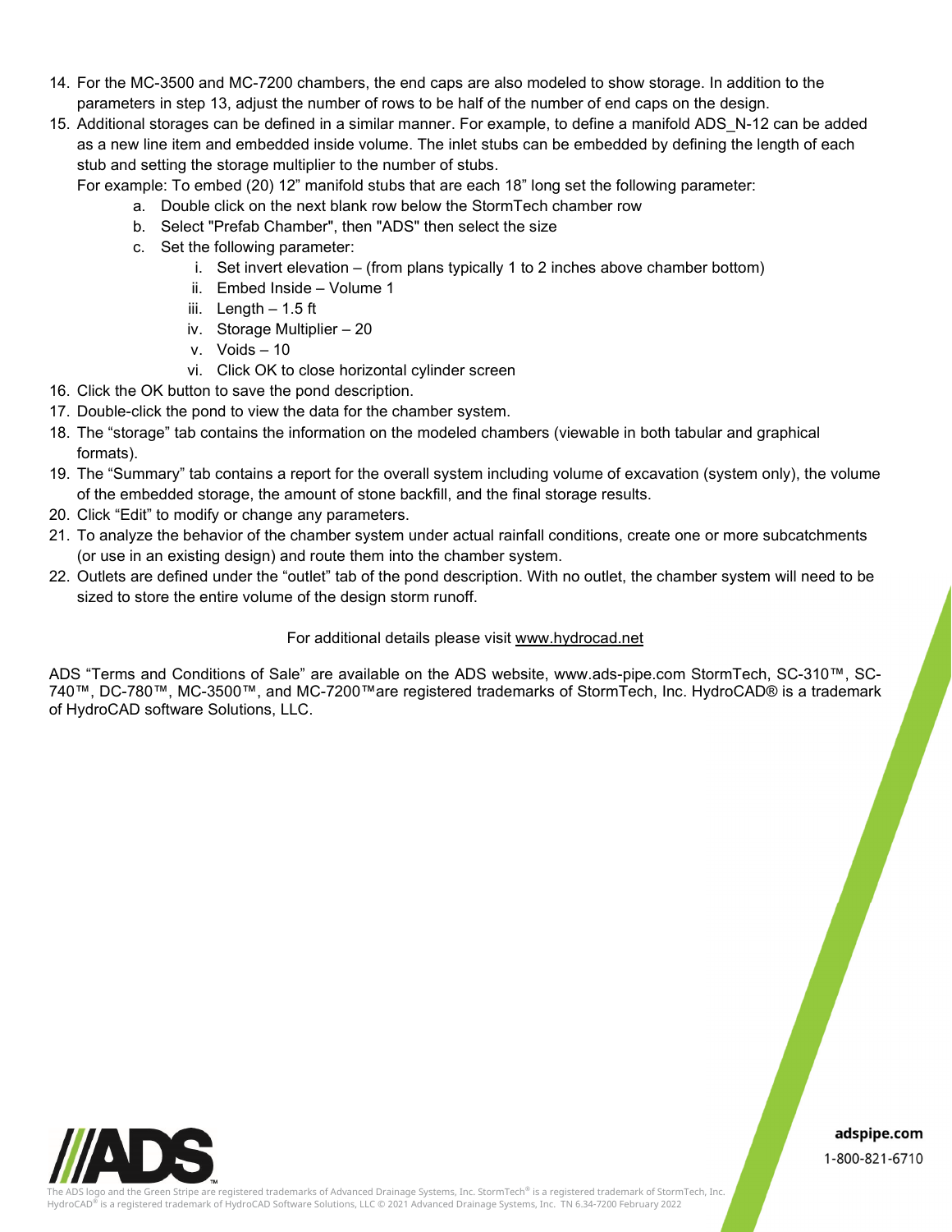14. For the MC-3500 and MC-7200 chambers, the end caps are also modeled to show storage. In addition to the parameters in step 13, adjust the number of rows to be half of the number of end caps on the design.
15. Additional storages can be defined in a similar manner. For example, to define a manifold ADS_N-12 can be added as a new line item and embedded inside volume. The inlet stubs can be embedded by defining the length of each stub and setting the storage multiplier to the number of stubs.

    For example: To embed (20) 12" manifold stubs that are each 18" long set the following parameter:

    a. Double click on the next blank row below the StormTech chamber row
    b. Select "Prefab Chamber", then "ADS" then select the size
    c. Set the following parameter:
        i. Set invert elevation – (from plans typically 1 to 2 inches above chamber bottom)
        ii. Embed Inside – Volume 1
        iii. Length – 1.5 ft
        iv. Storage Multiplier – 20
        v. Voids – 10
        vi. Click OK to close horizontal cylinder screen
16. Click the OK button to save the pond description.
17. Double-click the pond to view the data for the chamber system.
18. The "storage" tab contains the information on the modeled chambers (viewable in both tabular and graphical formats).
19. The "Summary" tab contains a report for the overall system including volume of excavation (system only), the volume of the embedded storage, the amount of stone backfill, and the final storage results.
20. Click "Edit" to modify or change any parameters.
21. To analyze the behavior of the chamber system under actual rainfall conditions, create one or more subcatchments (or use in an existing design) and route them into the chamber system.
22. Outlets are defined under the "outlet" tab of the pond description. With no outlet, the chamber system will need to be sized to store the entire volume of the design storm runoff.

For additional details please visit www.hydrocad.net

ADS "Terms and Conditions of Sale" are available on the ADS website, www.ads-pipe.com StormTech, SC-310™, SC-740™, DC-780™, MC-3500™, and MC-7200™are registered trademarks of StormTech, Inc. HydroCAD® is a trademark of HydroCAD software Solutions, LLC.

adspipe.com
1-800-821-6710

The ADS logo and the Green Stripe are registered trademarks of Advanced Drainage Systems, Inc. StormTech® is a registered trademark of StormTech, Inc. HydroCAD® is a registered trademark of HydroCAD Software Solutions, LLC © 2021 Advanced Drainage Systems, Inc. TN 6.34-7200 February 2022